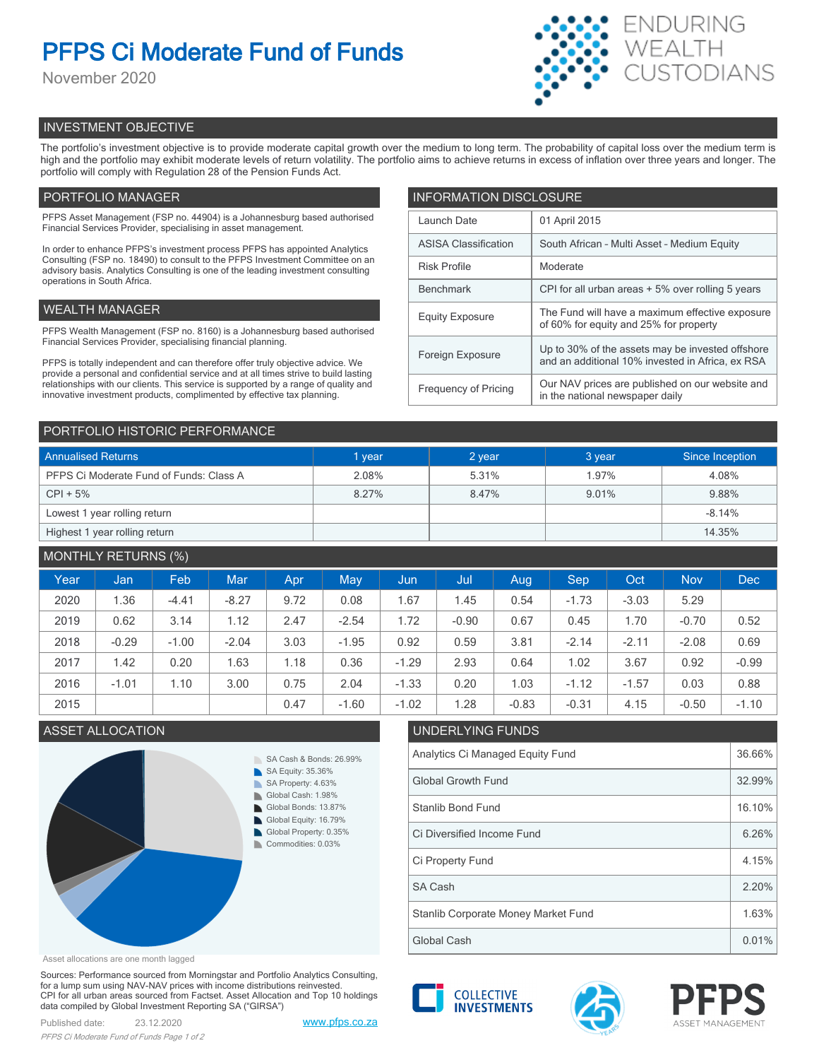# PFPS Ci Moderate Fund of Funds

November 2020

ENDURING WEALTH CUSTODIANS

## INVESTMENT OBJECTIVE

The portfolio's investment objective is to provide moderate capital growth over the medium to long term. The probability of capital loss over the medium term is high and the portfolio may exhibit moderate levels of return volatility. The portfolio aims to achieve returns in excess of inflation over three years and longer. The portfolio will comply with Regulation 28 of the Pension Funds Act.

## PORTFOLIO MANAGER

PFPS Asset Management (FSP no. 44904) is a Johannesburg based authorised Financial Services Provider, specialising in asset management.

In order to enhance PFPS's investment process PFPS has appointed Analytics Consulting (FSP no. 18490) to consult to the PFPS Investment Committee on an advisory basis. Analytics Consulting is one of the leading investment consulting operations in South Africa.

## WEALTH MANAGER

PFPS Wealth Management (FSP no. 8160) is a Johannesburg based authorised Financial Services Provider, specialising financial planning.

PFPS is totally independent and can therefore offer truly objective advice. We provide a personal and confidential service and at all times strive to build lasting relationships with our clients. This service is supported by a range of quality and innovative investment products, complimented by effective tax planning.

## INFORMATION DISCLOSURE

| | |
|---|---|
| Launch Date | 01 April 2015 |
| ASISA Classification | South African - Multi Asset - Medium Equity |
| Risk Profile | Moderate |
| Benchmark | CPI for all urban areas + 5% over rolling 5 years |
| Equity Exposure | The Fund will have a maximum effective exposure of 60% for equity and 25% for property |
| Foreign Exposure | Up to 30% of the assets may be invested offshore and an additional 10% invested in Africa, ex RSA |
| Frequency of Pricing | Our NAV prices are published on our website and in the national newspaper daily |

## PORTFOLIO HISTORIC PERFORMANCE

| Annualised Returns | 1 year | 2 year | 3 year | Since Inception |
|---|---|---|---|---|
| PFPS Ci Moderate Fund of Funds: Class A | 2.08% | 5.31% | 1.97% | 4.08% |
| CPI + 5% | 8.27% | 8.47% | 9.01% | 9.88% |
| Lowest 1 year rolling return | | | | -8.14% |
| Highest 1 year rolling return | | | | 14.35% |

## MONTHLY RETURNS (%)

| Year | Jan | Feb | Mar | Apr | May | Jun | Jul | Aug | Sep | Oct | Nov | Dec |
|---|---|---|---|---|---|---|---|---|---|---|---|---|
| 2020 | 1.36 | -4.41 | -8.27 | 9.72 | 0.08 | 1.67 | 1.45 | 0.54 | -1.73 | -3.03 | 5.29 | |
| 2019 | 0.62 | 3.14 | 1.12 | 2.47 | -2.54 | 1.72 | -0.90 | 0.67 | 0.45 | 1.70 | -0.70 | 0.52 |
| 2018 | -0.29 | -1.00 | -2.04 | 3.03 | -1.95 | 0.92 | 0.59 | 3.81 | -2.14 | -2.11 | -2.08 | 0.69 |
| 2017 | 1.42 | 0.20 | 1.63 | 1.18 | 0.36 | -1.29 | 2.93 | 0.64 | 1.02 | 3.67 | 0.92 | -0.99 |
| 2016 | -1.01 | 1.10 | 3.00 | 0.75 | 2.04 | -1.33 | 0.20 | 1.03 | -1.12 | -1.57 | 0.03 | 0.88 |
| 2015 | | | | 0.47 | -1.60 | -1.02 | 1.28 | -0.83 | -0.31 | 4.15 | -0.50 | -1.10 |

## ASSET ALLOCATION

- SA Cash & Bonds: 26.99%
- SA Equity: 35.36%
- SA Property: 4.63%
- Global Cash: 1.98%
- Global Bonds: 13.87%
- Global Equity: 16.79%
- Global Property: 0.35%
- Commodities: 0.03%

Asset allocations are one month lagged

## UNDERLYING FUNDS

| | |
|---|---|
| Analytics Ci Managed Equity Fund | 36.66% |
| Global Growth Fund | 32.99% |
| Stanlib Bond Fund | 16.10% |
| Ci Diversified Income Fund | 6.26% |
| Ci Property Fund | 4.15% |
| SA Cash | 2.20% |
| Stanlib Corporate Money Market Fund | 1.63% |
| Global Cash | 0.01% |

Sources: Performance sourced from Morningstar and Portfolio Analytics Consulting, for a lump sum using NAV-NAV prices with income distributions reinvested. CPI for all urban areas sourced from Factset. Asset Allocation and Top 10 holdings data compiled by Global Investment Reporting SA ("GIRSA")

Published date: 23.12.2020

www.pfps.co.za

COLLECTIVE INVESTMENTS

PFPS ASSET MANAGEMENT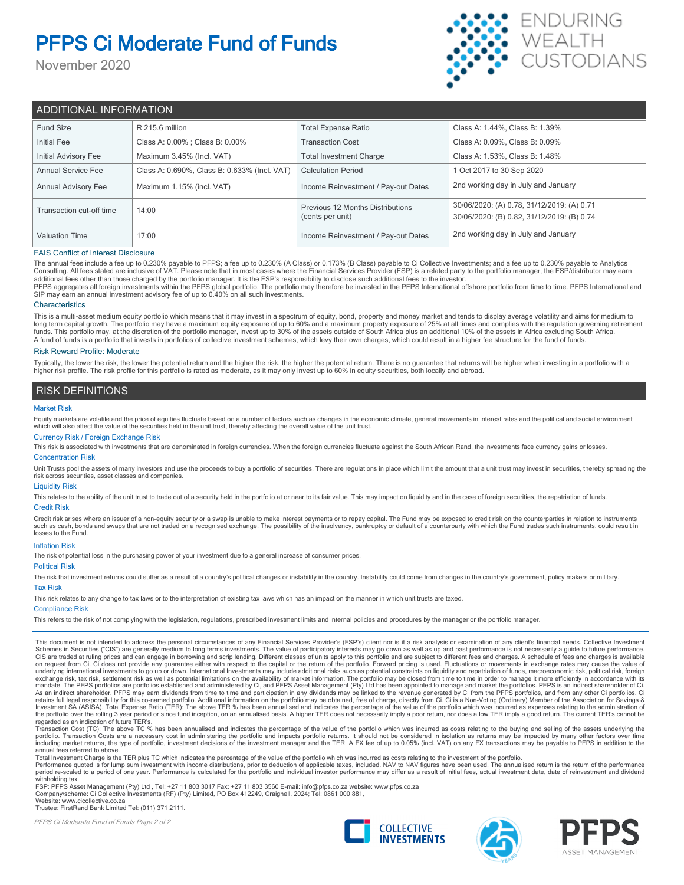# PFPS Ci Moderate Fund of Funds

November 2020

ENDURING WEALTH CUSTODIANS

## ADDITIONAL INFORMATION

| | | | |
|---|---|---|---|
| Fund Size | R 215.6 million | Total Expense Ratio | Class A: 1.44%, Class B: 1.39% |
| Initial Fee | Class A: 0.00% ; Class B: 0.00% | Transaction Cost | Class A: 0.09%, Class B: 0.09% |
| Initial Advisory Fee | Maximum 3.45% (Incl. VAT) | Total Investment Charge | Class A: 1.53%, Class B: 1.48% |
| Annual Service Fee | Class A: 0.690%, Class B: 0.633% (Incl. VAT) | Calculation Period | 1 Oct 2017 to 30 Sep 2020 |
| Annual Advisory Fee | Maximum 1.15% (incl. VAT) | Income Reinvestment / Pay-out Dates | 2nd working day in July and January |
| Transaction cut-off time | 14:00 | Previous 12 Months Distributions (cents per unit) | 30/06/2020: (A) 0.78, 31/12/2019: (A) 0.71<br>30/06/2020: (B) 0.82, 31/12/2019: (B) 0.74 |
| Valuation Time | 17:00 | Income Reinvestment / Pay-out Dates | 2nd working day in July and January |

### FAIS Conflict of Interest Disclosure

The annual fees include a fee up to 0.230% payable to PFPS; a fee up to 0.230% (A Class) or 0.173% (B Class) payable to Ci Collective Investments; and a fee up to 0.230% payable to Analytics Consulting. All fees stated are inclusive of VAT. Please note that in most cases where the Financial Services Provider (FSP) is a related party to the portfolio manager, the FSP/distributor may earn additional fees other than those charged by the portfolio manager. It is the FSP's responsibility to disclose such additional fees to the investor.
PFPS aggregates all foreign investments within the PFPS global portfolio. The portfolio may therefore be invested in the PFPS International offshore portfolio from time to time. PFPS International and SIP may earn an annual investment advisory fee of up to 0.40% on all such investments.

### Characteristics

This is a multi-asset medium equity portfolio which means that it may invest in a spectrum of equity, bond, property and money market and tends to display average volatility and aims for medium to long term capital growth. The portfolio may have a maximum equity exposure of up to 60% and a maximum property exposure of 25% at all times and complies with the regulation governing retirement funds. This portfolio may, at the discretion of the portfolio manager, invest up to 30% of the assets outside of South Africa plus an additional 10% of the assets in Africa excluding South Africa.
A fund of funds is a portfolio that invests in portfolios of collective investment schemes, which levy their own charges, which could result in a higher fee structure for the fund of funds.

### Risk Reward Profile: Moderate

Typically, the lower the risk, the lower the potential return and the higher the risk, the higher the potential return. There is no guarantee that returns will be higher when investing in a portfolio with a higher risk profile. The risk profile for this portfolio is rated as moderate, as it may only invest up to 60% in equity securities, both locally and abroad.

## RISK DEFINITIONS

### Market Risk

Equity markets are volatile and the price of equities fluctuate based on a number of factors such as changes in the economic climate, general movements in interest rates and the political and social environment which will also affect the value of the securities held in the unit trust, thereby affecting the overall value of the unit trust.

### Currency Risk / Foreign Exchange Risk

This risk is associated with investments that are denominated in foreign currencies. When the foreign currencies fluctuate against the South African Rand, the investments face currency gains or losses.

### Concentration Risk

Unit Trusts pool the assets of many investors and use the proceeds to buy a portfolio of securities. There are regulations in place which limit the amount that a unit trust may invest in securities, thereby spreading the risk across securities, asset classes and companies.

### Liquidity Risk

This relates to the ability of the unit trust to trade out of a security held in the portfolio at or near to its fair value. This may impact on liquidity and in the case of foreign securities, the repatriation of funds.

### Credit Risk

Credit risk arises where an issuer of a non-equity security or a swap is unable to make interest payments or to repay capital. The Fund may be exposed to credit risk on the counterparties in relation to instruments such as cash, bonds and swaps that are not traded on a recognised exchange. The possibility of the insolvency, bankruptcy or default of a counterparty with which the Fund trades such instruments, could result in losses to the Fund.

### Inflation Risk

The risk of potential loss in the purchasing power of your investment due to a general increase of consumer prices.

### Political Risk

The risk that investment returns could suffer as a result of a country's political changes or instability in the country. Instability could come from changes in the country's government, policy makers or military.

### Tax Risk

This risk relates to any change to tax laws or to the interpretation of existing tax laws which has an impact on the manner in which unit trusts are taxed.

### Compliance Risk

This refers to the risk of not complying with the legislation, regulations, prescribed investment limits and internal policies and procedures by the manager or the portfolio manager.

---

This document is not intended to address the personal circumstances of any Financial Services Provider's (FSP's) client nor is it a risk analysis or examination of any client's financial needs. Collective Investment Schemes in Securities ("CIS") are generally medium to long terms investments. The value of participatory interests may go down as well as up and past performance is not necessarily a guide to future performance. CIS are traded at ruling prices and can engage in borrowing and scrip lending. Different classes of units apply to this portfolio and are subject to different fees and charges. A schedule of fees and charges is available on request from Ci. Ci does not provide any guarantee either with respect to the capital or the return of the portfolio. Forward pricing is used. Fluctuations or movements in exchange rates may cause the value of underlying international investments to go up or down. International Investments may include additional risks such as potential constraints on liquidity and repatriation of funds, macroeconomic risk, political risk, foreign exchange risk, tax risk, settlement risk as well as potential limitations on the availability of market information. The portfolio may be closed from time to time in order to manage it more efficiently in accordance with its mandate. The PFPS portfolios are portfolios established and administered by Ci, and PFPS Asset Management (Pty) Ltd has been appointed to manage and market the portfolios. PFPS is an indirect shareholder of Ci. As an indirect shareholder, PFPS may earn dividends from time to time and participation in any dividends may be linked to the revenue generated by Ci from the PFPS portfolios, and from any other Ci portfolios. Ci retains full legal responsibility for this co-named portfolio. Additional information on the portfolio may be obtained, free of charge, directly from Ci. Ci is a Non-Voting (Ordinary) Member of the Association for Savings & Investment SA (ASISA). Total Expense Ratio (TER): The above TER % has been annualised and indicates the percentage of the value of the portfolio which was incurred as expenses relating to the administration of the portfolio over the rolling 3 year period or since fund inception, on an annualised basis. A higher TER does not necessarily imply a poor return, nor does a low TER imply a good return. The current TER's cannot be regarded as an indication of future TER's.
Transaction Cost (TC): The above TC % has been annualised and indicates the percentage of the value of the portfolio which was incurred as costs relating to the buying and selling of the assets underlying the portfolio. Transaction Costs are a necessary cost in administering the portfolio and impacts portfolio returns. It should not be considered in isolation as returns may be impacted by many other factors over time including market returns, the type of portfolio, investment decisions of the investment manager and the TER. A FX fee of up to 0.05% (incl. VAT) on any FX transactions may be payable to PFPS in addition to the annual fees referred to above.
Total Investment Charge is the TER plus TC which indicates the percentage of the value of the portfolio which was incurred as costs relating to the investment of the portfolio.
Performance quoted is for lump sum investment with income distributions, prior to deduction of applicable taxes, included. NAV to NAV figures have been used. The annualised return is the return of the performance period re-scaled to a period of one year. Performance is calculated for the portfolio and individual investor performance may differ as a result of initial fees, actual investment date, date of reinvestment and dividend withholding tax.
FSP: PFPS Asset Management (Pty) Ltd , Tel: +27 11 803 3017 Fax: +27 11 803 3560 E-mail: info@pfps.co.za website: www.pfps.co.za
Company/scheme: Ci Collective Investments (RF) (Pty) Limited, PO Box 412249, Craighall, 2024; Tel: 0861 000 881,
Website: www.cicollective.co.za
Trustee: FirstRand Bank Limited Tel: (011) 371 2111.

COLLECTIVE INVESTMENTS

PFPS ASSET MANAGEMENT